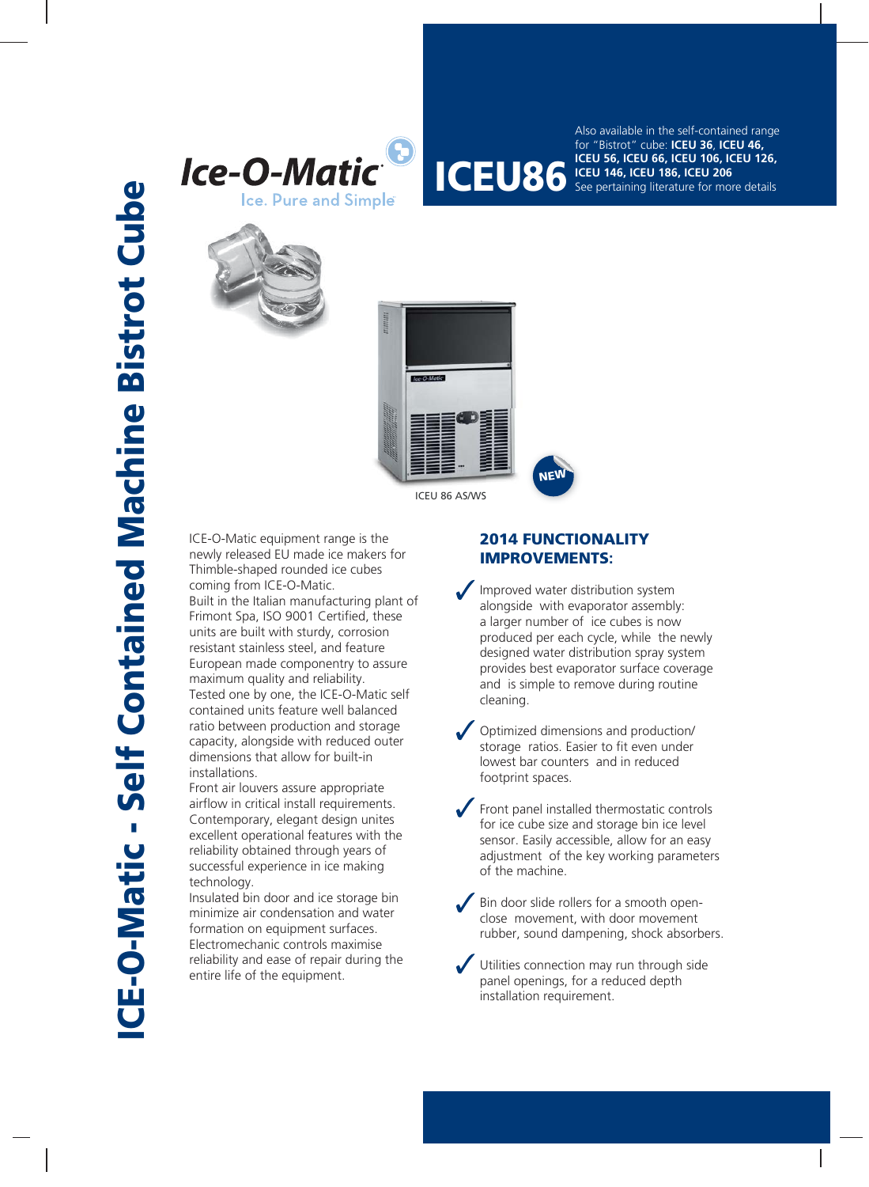# ICE-O-Matic - Self Contained Machine Bistrot Cube

Ice-O-Matic
Ice. Pure and Simple

## ICEU86

Also available in the self-contained range for "Bistrot" cube: **ICEU 36**, **ICEU 46, ICEU 56, ICEU 66, ICEU 106, ICEU 126, ICEU 146, ICEU 186, ICEU 206**
See pertaining literature for more details

NEW

ICEU 86 AS/WS

ICE-O-Matic equipment range is the newly released EU made ice makers for Thimble-shaped rounded ice cubes coming from ICE-O-Matic.
Built in the Italian manufacturing plant of Frimont Spa, ISO 9001 Certified, these units are built with sturdy, corrosion resistant stainless steel, and feature European made componentry to assure maximum quality and reliability.
Tested one by one, the ICE-O-Matic self contained units feature well balanced ratio between production and storage capacity, alongside with reduced outer dimensions that allow for built-in installations.
Front air louvers assure appropriate airflow in critical install requirements.
Contemporary, elegant design unites excellent operational features with the reliability obtained through years of successful experience in ice making technology.
Insulated bin door and ice storage bin minimize air condensation and water formation on equipment surfaces.
Electromechanic controls maximise reliability and ease of repair during the entire life of the equipment.

### 2014 FUNCTIONALITY IMPROVEMENTS:

- ✓ Improved water distribution system alongside with evaporator assembly: a larger number of ice cubes is now produced per each cycle, while the newly designed water distribution spray system provides best evaporator surface coverage and is simple to remove during routine cleaning.
- ✓ Optimized dimensions and production/ storage ratios. Easier to fit even under lowest bar counters and in reduced footprint spaces.
- ✓ Front panel installed thermostatic controls for ice cube size and storage bin ice level sensor. Easily accessible, allow for an easy adjustment of the key working parameters of the machine.
- ✓ Bin door slide rollers for a smooth open-close movement, with door movement rubber, sound dampening, shock absorbers.
- ✓ Utilities connection may run through side panel openings, for a reduced depth installation requirement.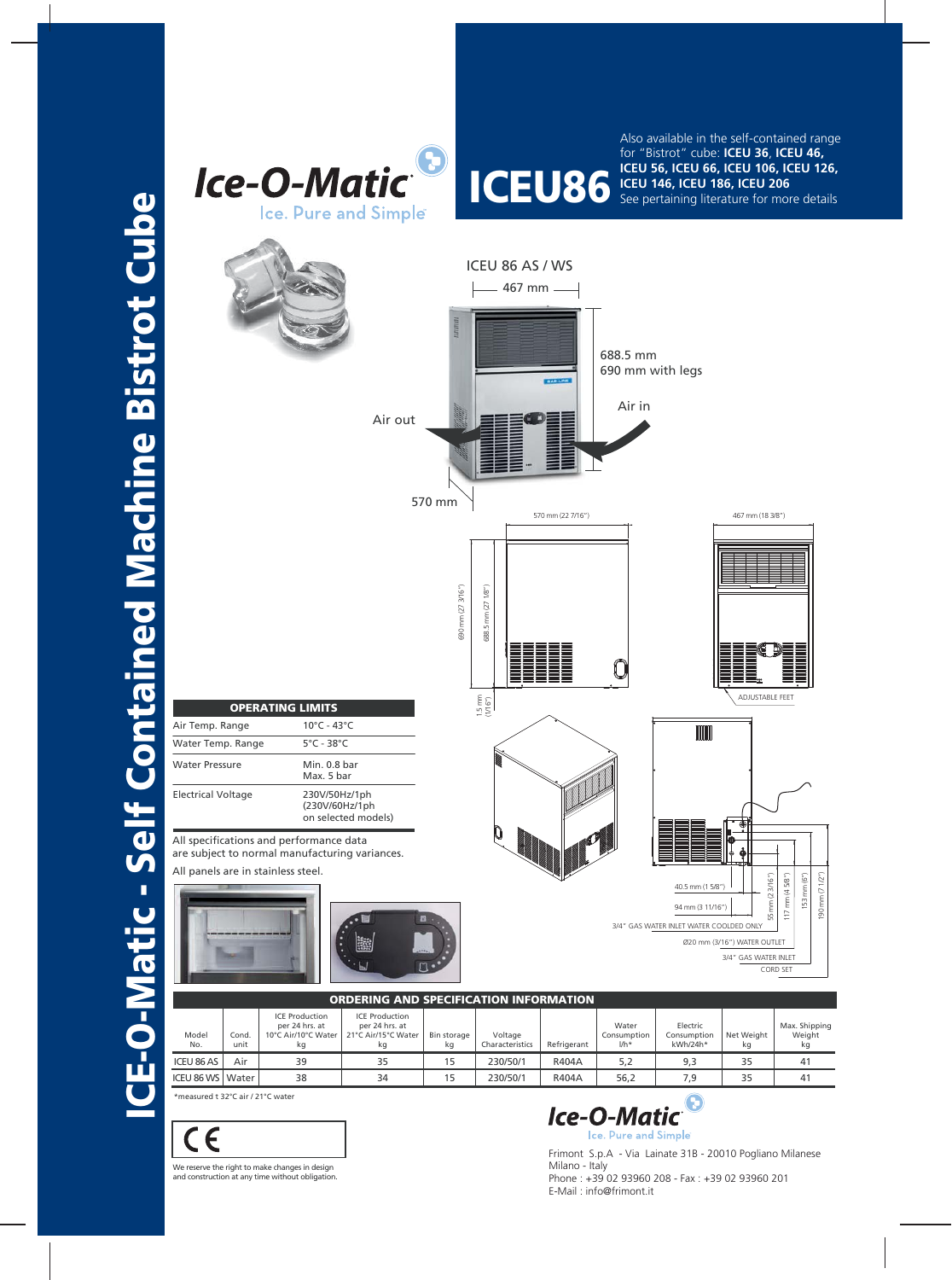# ICE-O-Matic - Self Contained Machine Bistrot Cube

Ice-O-Matic
Ice. Pure and Simple

## ICEU86

Also available in the self-contained range for "Bistrot" cube: **ICEU 36**, **ICEU 46, ICEU 56, ICEU 66, ICEU 106, ICEU 126, ICEU 146, ICEU 186, ICEU 206**
See pertaining literature for more details

ICEU 86 AS / WS

467 mm

688.5 mm
690 mm with legs

Air out

Air in

570 mm

570 mm (22 7/16")

467 mm (18 3/8")

690 mm (27 3/16")

688.5 mm (27 1/8")

1.5 mm (1/16")

ADJUSTABLE FEET

40.5 mm (1 5/8")

94 mm (3 11/16")

55 mm (2 3/16")

117 mm (4 5/8")

153 mm (6")

190 mm (7 1/2")

3/4" GAS WATER INLET WATER COOLDED ONLY

Ø20 mm (3/16") WATER OUTLET

3/4" GAS WATER INLET

CORD SET

| OPERATING LIMITS | |
|---|---|
| Air Temp. Range | 10°C - 43°C |
| Water Temp. Range | 5°C - 38°C |
| Water Pressure | Min. 0.8 bar<br>Max. 5 bar |
| Electrical Voltage | 230V/50Hz/1ph<br>(230V/60Hz/1ph<br>on selected models) |

All specifications and performance data are subject to normal manufacturing variances.

All panels are in stainless steel.

### ORDERING AND SPECIFICATION INFORMATION

| Model No. | Cond. unit | ICE Production per 24 hrs. at 10°C Air/10°C Water kg | ICE Production per 24 hrs. at 21°C Air/15°C Water kg | Bin storage kg | Voltage Characteristics | Refrigerant | Water Consumption l/h* | Electric Consumption kWh/24h* | Net Weight kg | Max. Shipping Weight kg |
|---|---|---|---|---|---|---|---|---|---|---|
| ICEU 86 AS | Air | 39 | 35 | 15 | 230/50/1 | R404A | 5,2 | 9,3 | 35 | 41 |
| ICEU 86 WS | Water | 38 | 34 | 15 | 230/50/1 | R404A | 56,2 | 7,9 | 35 | 41 |

*measured t 32°C air / 21°C water

CE

We reserve the right to make changes in design and construction at any time without obligation.

Ice-O-Matic
Ice. Pure and Simple

Frimont S.p.A - Via Lainate 31B - 20010 Pogliano Milanese
Milano - Italy
Phone : +39 02 93960 208 - Fax : +39 02 93960 201
E-Mail : info@frimont.it